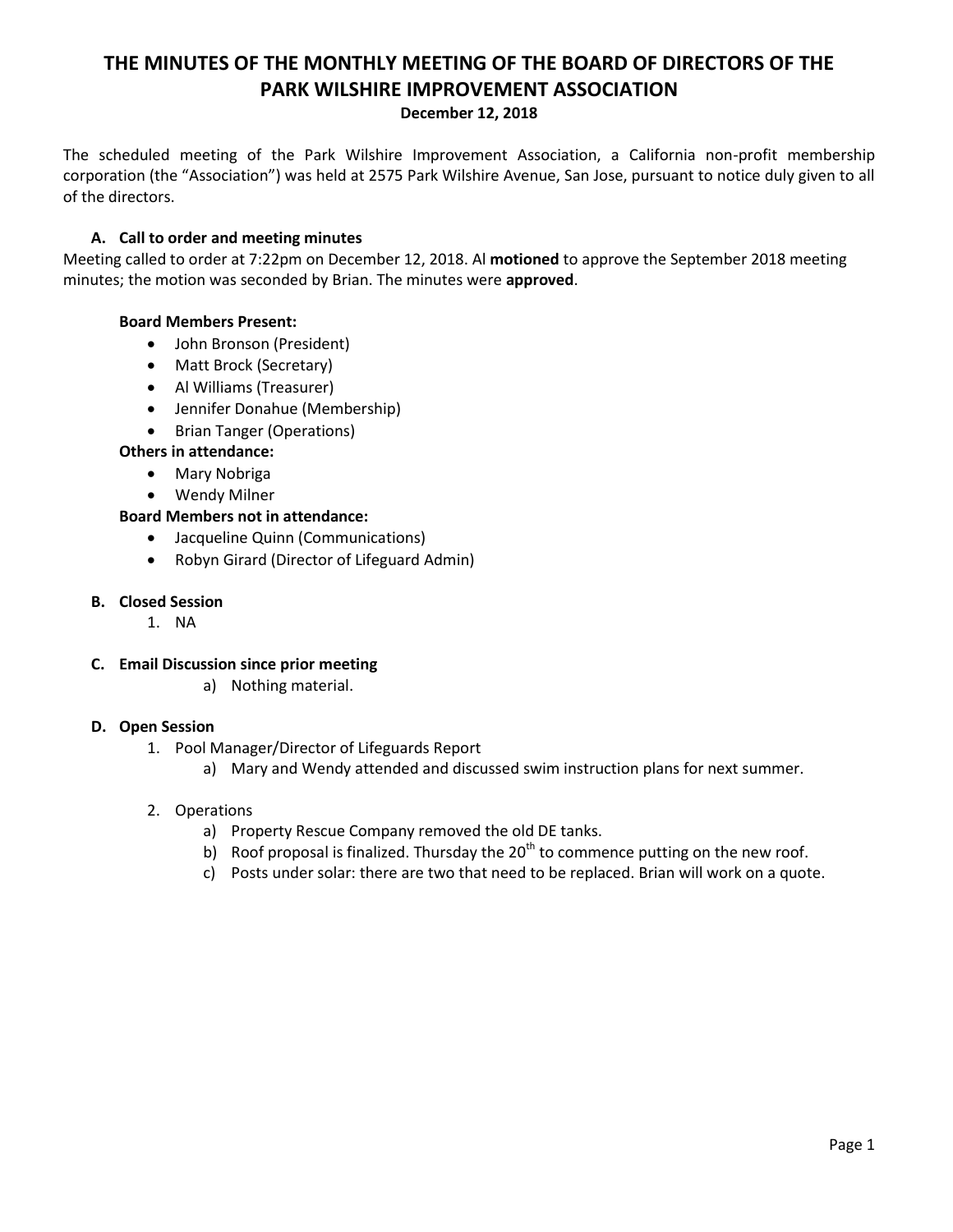# THE MINUTES OF THE MONTHLY MEETING OF THE BOARD OF DIRECTORS OF THE PARK WILSHIRE IMPROVEMENT ASSOCIATION

**December 12, 2018**

The scheduled meeting of the Park Wilshire Improvement Association, a California non-profit membership corporation (the "Association") was held at 2575 Park Wilshire Avenue, San Jose, pursuant to notice duly given to all of the directors.

### A. Call to order and meeting minutes

Meeting called to order at 7:22pm on December 12, 2018. Al **motioned** to approve the September 2018 meeting minutes; the motion was seconded by Brian. The minutes were **approved**.

**Board Members Present:**

- John Bronson (President)
- Matt Brock (Secretary)
- Al Williams (Treasurer)
- Jennifer Donahue (Membership)
- Brian Tanger (Operations)

**Others in attendance:**

- Mary Nobriga
- Wendy Milner

**Board Members not in attendance:**

- Jacqueline Quinn (Communications)
- Robyn Girard (Director of Lifeguard Admin)

### B. Closed Session

1. NA

### C. Email Discussion since prior meeting

a) Nothing material.

### D. Open Session

1. Pool Manager/Director of Lifeguards Report
   a) Mary and Wendy attended and discussed swim instruction plans for next summer.

2. Operations
   a) Property Rescue Company removed the old DE tanks.
   b) Roof proposal is finalized. Thursday the 20th to commence putting on the new roof.
   c) Posts under solar: there are two that need to be replaced. Brian will work on a quote.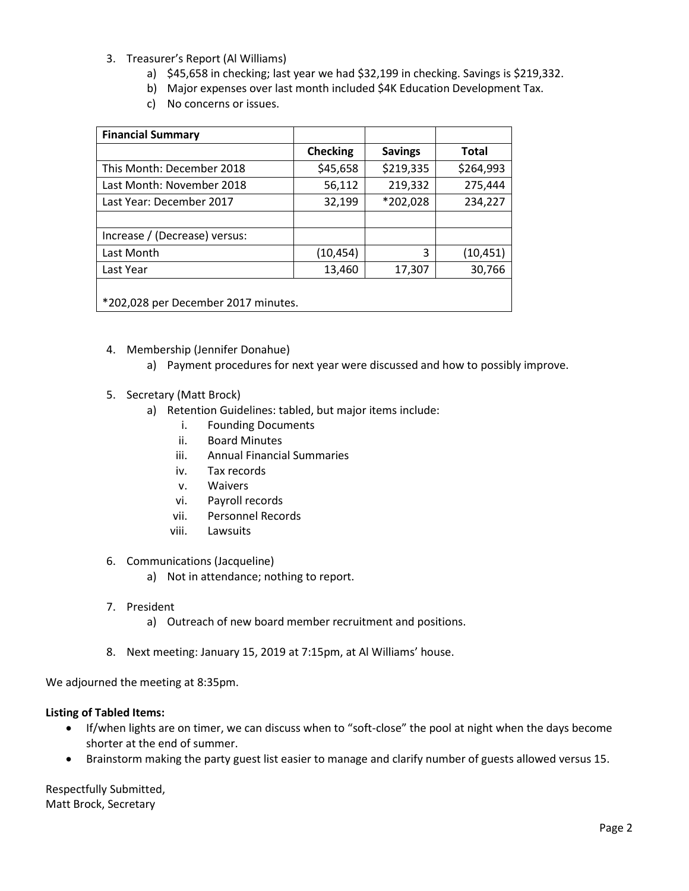3. Treasurer's Report (Al Williams)
    a) $45,658 in checking; last year we had $32,199 in checking. Savings is $219,332.
    b) Major expenses over last month included $4K Education Development Tax.
    c) No concerns or issues.

| **Financial Summary** | | | |
|---|---|---|---|
| | **Checking** | **Savings** | **Total** |
| This Month: December 2018 | $45,658 | $219,335 | $264,993 |
| Last Month: November 2018 | 56,112 | 219,332 | 275,444 |
| Last Year: December 2017 | 32,199 | *202,028 | 234,227 |
| | | | |
| Increase / (Decrease) versus: | | | |
| Last Month | (10,454) | 3 | (10,451) |
| Last Year | 13,460 | 17,307 | 30,766 |
| *202,028 per December 2017 minutes. | | | |

4. Membership (Jennifer Donahue)
    a) Payment procedures for next year were discussed and how to possibly improve.

5. Secretary (Matt Brock)
    a) Retention Guidelines: tabled, but major items include:
        i. Founding Documents
        ii. Board Minutes
        iii. Annual Financial Summaries
        iv. Tax records
        v. Waivers
        vi. Payroll records
        vii. Personnel Records
        viii. Lawsuits

6. Communications (Jacqueline)
    a) Not in attendance; nothing to report.

7. President
    a) Outreach of new board member recruitment and positions.

8. Next meeting: January 15, 2019 at 7:15pm, at Al Williams' house.

We adjourned the meeting at 8:35pm.

**Listing of Tabled Items:**

- If/when lights are on timer, we can discuss when to "soft-close" the pool at night when the days become shorter at the end of summer.
- Brainstorm making the party guest list easier to manage and clarify number of guests allowed versus 15.

Respectfully Submitted,
Matt Brock, Secretary